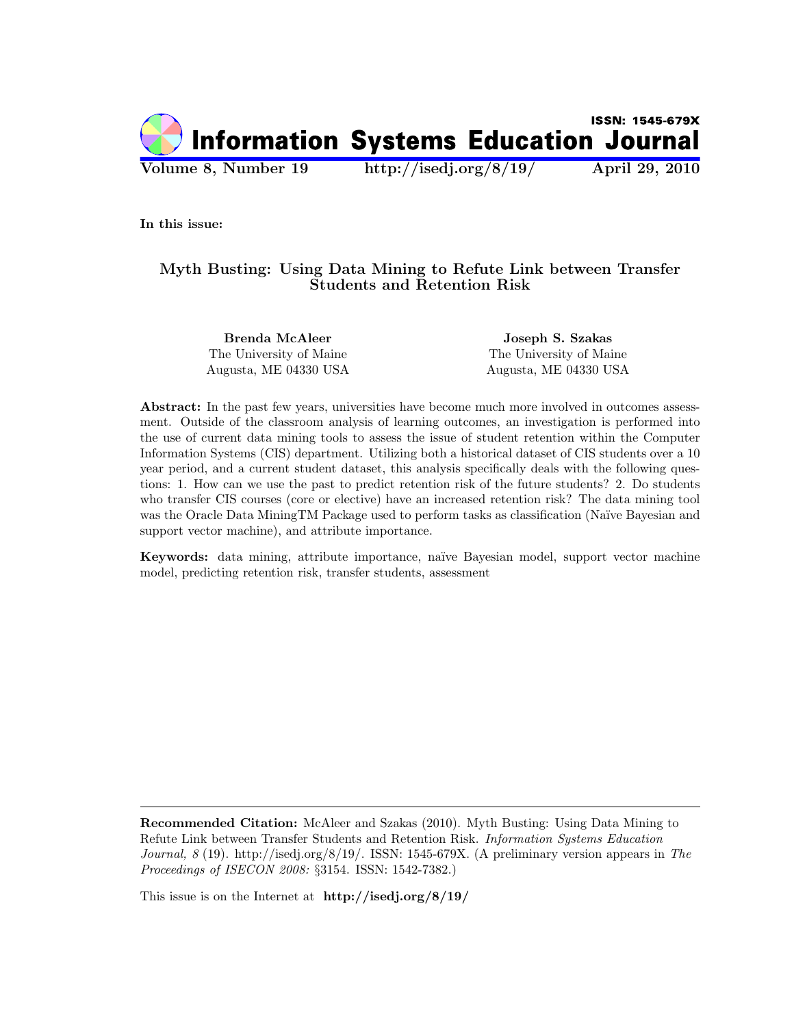# Information Systems Education Journal

ISSN: 1545-679X

**Volume 8, Number 19** **http://isedj.org/8/19/** **April 29, 2010**

**In this issue:**

## Myth Busting: Using Data Mining to Refute Link between Transfer Students and Retention Risk

**Brenda McAleer**
The University of Maine
Augusta, ME 04330 USA

**Joseph S. Szakas**
The University of Maine
Augusta, ME 04330 USA

**Abstract:** In the past few years, universities have become much more involved in outcomes assessment. Outside of the classroom analysis of learning outcomes, an investigation is performed into the use of current data mining tools to assess the issue of student retention within the Computer Information Systems (CIS) department. Utilizing both a historical dataset of CIS students over a 10 year period, and a current student dataset, this analysis specifically deals with the following questions: 1. How can we use the past to predict retention risk of the future students? 2. Do students who transfer CIS courses (core or elective) have an increased retention risk? The data mining tool was the Oracle Data MiningTM Package used to perform tasks as classification (Naïve Bayesian and support vector machine), and attribute importance.

**Keywords:** data mining, attribute importance, naïve Bayesian model, support vector machine model, predicting retention risk, transfer students, assessment

---

**Recommended Citation:** McAleer and Szakas (2010). Myth Busting: Using Data Mining to Refute Link between Transfer Students and Retention Risk. *Information Systems Education Journal, 8* (19). http://isedj.org/8/19/. ISSN: 1545-679X. (A preliminary version appears in *The Proceedings of ISECON 2008:* §3154. ISSN: 1542-7382.)

This issue is on the Internet at **http://isedj.org/8/19/**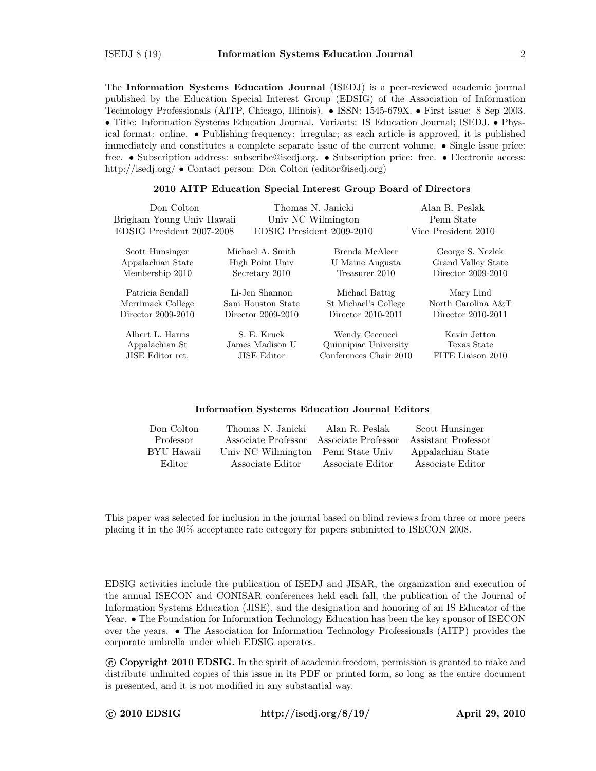The **Information Systems Education Journal** (ISEDJ) is a peer-reviewed academic journal published by the Education Special Interest Group (EDSIG) of the Association of Information Technology Professionals (AITP, Chicago, Illinois). • ISSN: 1545-679X. • First issue: 8 Sep 2003. • Title: Information Systems Education Journal. Variants: IS Education Journal; ISEDJ. • Physical format: online. • Publishing frequency: irregular; as each article is approved, it is published immediately and constitutes a complete separate issue of the current volume. • Single issue price: free. • Subscription address: subscribe@isedj.org. • Subscription price: free. • Electronic access: http://isedj.org/ • Contact person: Don Colton (editor@isedj.org)

### 2010 AITP Education Special Interest Group Board of Directors

| | | |
|---|---|---|
| Don Colton<br>Brigham Young Univ Hawaii<br>EDSIG President 2007-2008 | Thomas N. Janicki<br>Univ NC Wilmington<br>EDSIG President 2009-2010 | Alan R. Peslak<br>Penn State<br>Vice President 2010 |

| | | | |
|---|---|---|---|
| Scott Hunsinger<br>Appalachian State<br>Membership 2010 | Michael A. Smith<br>High Point Univ<br>Secretary 2010 | Brenda McAleer<br>U Maine Augusta<br>Treasurer 2010 | George S. Nezlek<br>Grand Valley State<br>Director 2009-2010 |
| Patricia Sendall<br>Merrimack College<br>Director 2009-2010 | Li-Jen Shannon<br>Sam Houston State<br>Director 2009-2010 | Michael Battig<br>St Michael's College<br>Director 2010-2011 | Mary Lind<br>North Carolina A&T<br>Director 2010-2011 |
| Albert L. Harris<br>Appalachian St<br>JISE Editor ret. | S. E. Kruck<br>James Madison U<br>JISE Editor | Wendy Ceccucci<br>Quinnipiac University<br>Conferences Chair 2010 | Kevin Jetton<br>Texas State<br>FITE Liaison 2010 |

### Information Systems Education Journal Editors

| | | | |
|---|---|---|---|
| Don Colton<br>Professor<br>BYU Hawaii<br>Editor | Thomas N. Janicki<br>Associate Professor<br>Univ NC Wilmington<br>Associate Editor | Alan R. Peslak<br>Associate Professor<br>Penn State Univ<br>Associate Editor | Scott Hunsinger<br>Assistant Professor<br>Appalachian State<br>Associate Editor |

This paper was selected for inclusion in the journal based on blind reviews from three or more peers placing it in the 30% acceptance rate category for papers submitted to ISECON 2008.

EDSIG activities include the publication of ISEDJ and JISAR, the organization and execution of the annual ISECON and CONISAR conferences held each fall, the publication of the Journal of Information Systems Education (JISE), and the designation and honoring of an IS Educator of the Year. • The Foundation for Information Technology Education has been the key sponsor of ISECON over the years. • The Association for Information Technology Professionals (AITP) provides the corporate umbrella under which EDSIG operates.

**© Copyright 2010 EDSIG.** In the spirit of academic freedom, permission is granted to make and distribute unlimited copies of this issue in its PDF or printed form, so long as the entire document is presented, and it is not modified in any substantial way.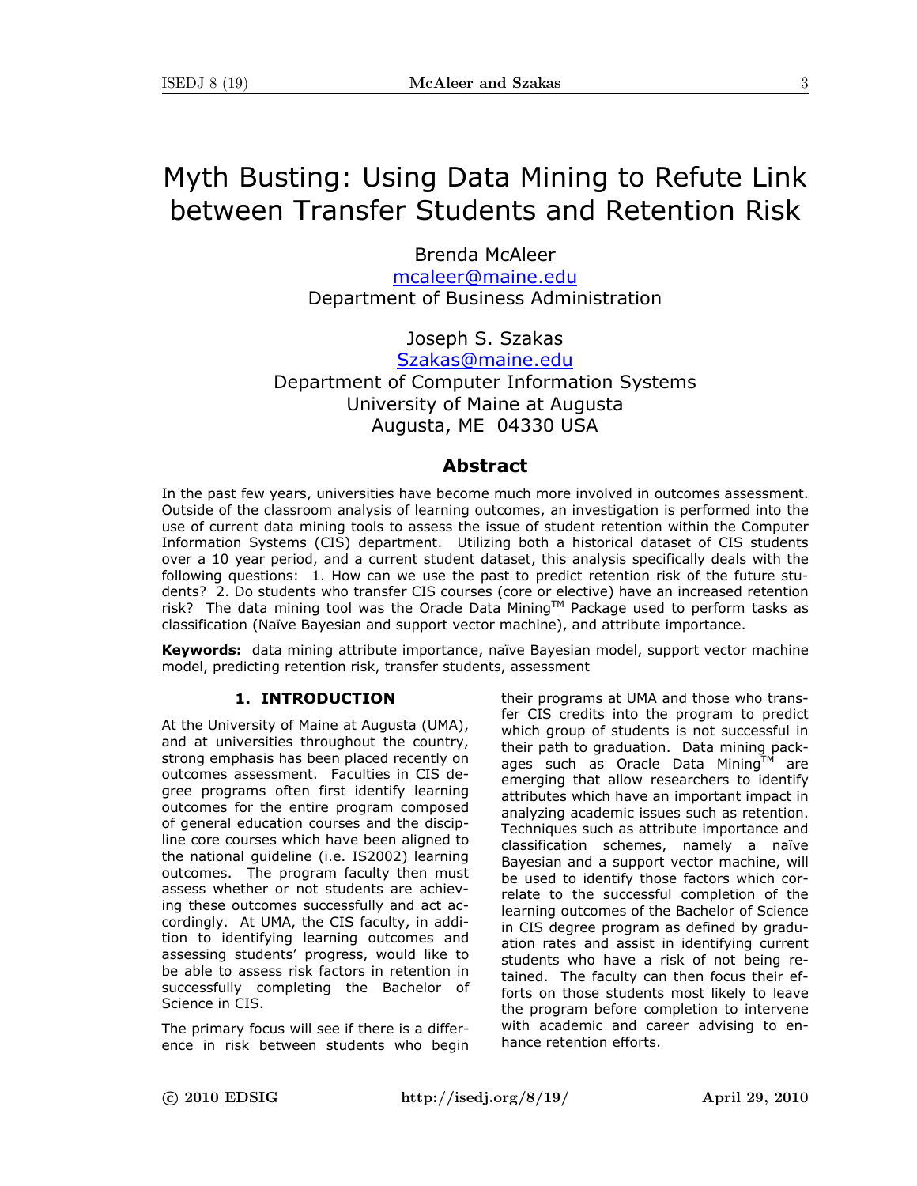# Myth Busting: Using Data Mining to Refute Link between Transfer Students and Retention Risk

Brenda McAleer
mcaleer@maine.edu
Department of Business Administration

Joseph S. Szakas
Szakas@maine.edu
Department of Computer Information Systems
University of Maine at Augusta
Augusta, ME 04330 USA

## Abstract

In the past few years, universities have become much more involved in outcomes assessment. Outside of the classroom analysis of learning outcomes, an investigation is performed into the use of current data mining tools to assess the issue of student retention within the Computer Information Systems (CIS) department. Utilizing both a historical dataset of CIS students over a 10 year period, and a current student dataset, this analysis specifically deals with the following questions: 1. How can we use the past to predict retention risk of the future students? 2. Do students who transfer CIS courses (core or elective) have an increased retention risk? The data mining tool was the Oracle Data Mining™ Package used to perform tasks as classification (Naïve Bayesian and support vector machine), and attribute importance.

**Keywords:** data mining attribute importance, naïve Bayesian model, support vector machine model, predicting retention risk, transfer students, assessment

## 1. INTRODUCTION

At the University of Maine at Augusta (UMA), and at universities throughout the country, strong emphasis has been placed recently on outcomes assessment. Faculties in CIS degree programs often first identify learning outcomes for the entire program composed of general education courses and the discipline core courses which have been aligned to the national guideline (i.e. IS2002) learning outcomes. The program faculty then must assess whether or not students are achieving these outcomes successfully and act accordingly. At UMA, the CIS faculty, in addition to identifying learning outcomes and assessing students' progress, would like to be able to assess risk factors in retention in successfully completing the Bachelor of Science in CIS.

The primary focus will see if there is a difference in risk between students who begin their programs at UMA and those who transfer CIS credits into the program to predict which group of students is not successful in their path to graduation. Data mining packages such as Oracle Data Mining™ are emerging that allow researchers to identify attributes which have an important impact in analyzing academic issues such as retention. Techniques such as attribute importance and classification schemes, namely a naïve Bayesian and a support vector machine, will be used to identify those factors which correlate to the successful completion of the learning outcomes of the Bachelor of Science in CIS degree program as defined by graduation rates and assist in identifying current students who have a risk of not being retained. The faculty can then focus their efforts on those students most likely to leave the program before completion to intervene with academic and career advising to enhance retention efforts.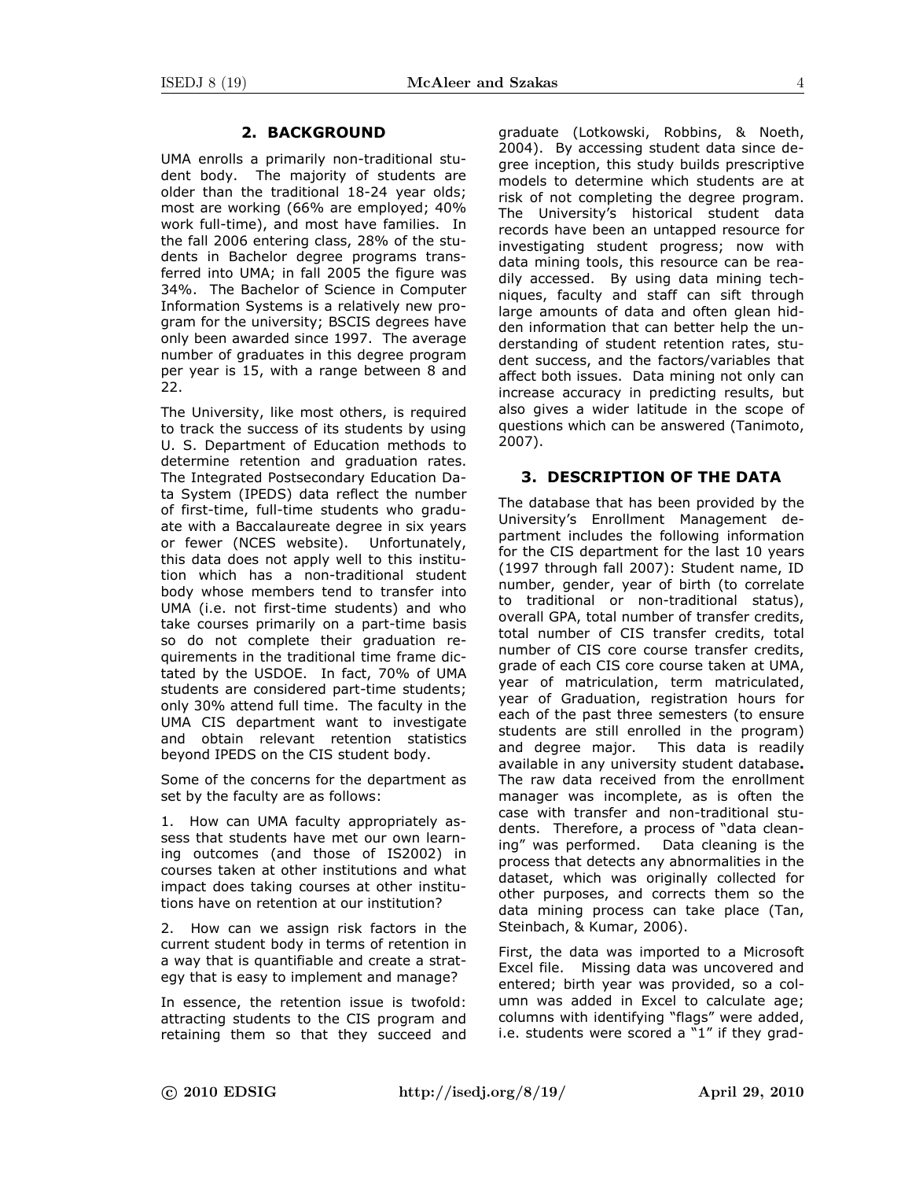## 2. BACKGROUND

UMA enrolls a primarily non-traditional student body. The majority of students are older than the traditional 18-24 year olds; most are working (66% are employed; 40% work full-time), and most have families. In the fall 2006 entering class, 28% of the students in Bachelor degree programs transferred into UMA; in fall 2005 the figure was 34%. The Bachelor of Science in Computer Information Systems is a relatively new program for the university; BSCIS degrees have only been awarded since 1997. The average number of graduates in this degree program per year is 15, with a range between 8 and 22.

The University, like most others, is required to track the success of its students by using U. S. Department of Education methods to determine retention and graduation rates. The Integrated Postsecondary Education Data System (IPEDS) data reflect the number of first-time, full-time students who graduate with a Baccalaureate degree in six years or fewer (NCES website). Unfortunately, this data does not apply well to this institution which has a non-traditional student body whose members tend to transfer into UMA (i.e. not first-time students) and who take courses primarily on a part-time basis so do not complete their graduation requirements in the traditional time frame dictated by the USDOE. In fact, 70% of UMA students are considered part-time students; only 30% attend full time. The faculty in the UMA CIS department want to investigate and obtain relevant retention statistics beyond IPEDS on the CIS student body.

Some of the concerns for the department as set by the faculty are as follows:

1. How can UMA faculty appropriately assess that students have met our own learning outcomes (and those of IS2002) in courses taken at other institutions and what impact does taking courses at other institutions have on retention at our institution?

2. How can we assign risk factors in the current student body in terms of retention in a way that is quantifiable and create a strategy that is easy to implement and manage?

In essence, the retention issue is twofold: attracting students to the CIS program and retaining them so that they succeed and graduate (Lotkowski, Robbins, & Noeth, 2004). By accessing student data since degree inception, this study builds prescriptive models to determine which students are at risk of not completing the degree program. The University's historical student data records have been an untapped resource for investigating student progress; now with data mining tools, this resource can be readily accessed. By using data mining techniques, faculty and staff can sift through large amounts of data and often glean hidden information that can better help the understanding of student retention rates, student success, and the factors/variables that affect both issues. Data mining not only can increase accuracy in predicting results, but also gives a wider latitude in the scope of questions which can be answered (Tanimoto, 2007).

## 3. DESCRIPTION OF THE DATA

The database that has been provided by the University's Enrollment Management department includes the following information for the CIS department for the last 10 years (1997 through fall 2007): Student name, ID number, gender, year of birth (to correlate to traditional or non-traditional status), overall GPA, total number of transfer credits, total number of CIS transfer credits, total number of CIS core course transfer credits, grade of each CIS core course taken at UMA, year of matriculation, term matriculated, year of Graduation, registration hours for each of the past three semesters (to ensure students are still enrolled in the program) and degree major. This data is readily available in any university student database**.** The raw data received from the enrollment manager was incomplete, as is often the case with transfer and non-traditional students. Therefore, a process of "data cleaning" was performed. Data cleaning is the process that detects any abnormalities in the dataset, which was originally collected for other purposes, and corrects them so the data mining process can take place (Tan, Steinbach, & Kumar, 2006).

First, the data was imported to a Microsoft Excel file. Missing data was uncovered and entered; birth year was provided, so a column was added in Excel to calculate age; columns with identifying "flags" were added, i.e. students were scored a "1" if they grad-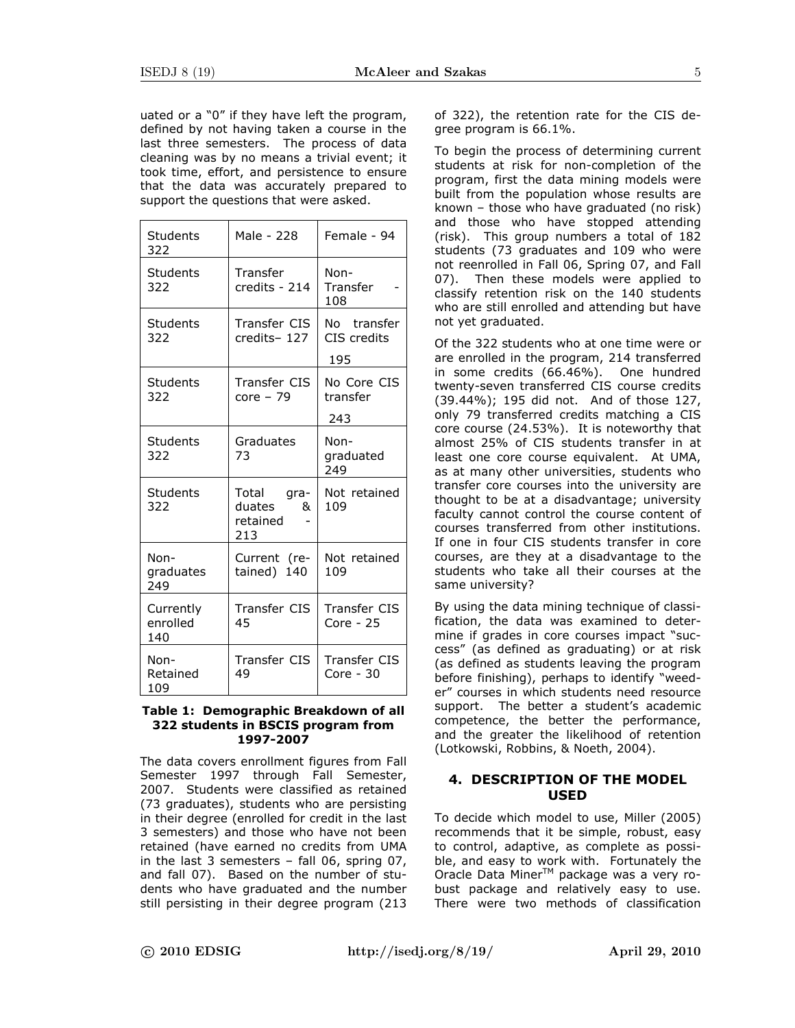uated or a "0" if they have left the program, defined by not having taken a course in the last three semesters. The process of data cleaning was by no means a trivial event; it took time, effort, and persistence to ensure that the data was accurately prepared to support the questions that were asked.

| Students 322 | Male - 228 | Female - 94 |
|---|---|---|
| Students 322 | Transfer credits - 214 | Non-Transfer - 108 |
| Students 322 | Transfer CIS credits– 127 | No transfer CIS credits 195 |
| Students 322 | Transfer CIS core – 79 | No Core CIS transfer 243 |
| Students 322 | Graduates 73 | Non-graduated 249 |
| Students 322 | Total graduates & retained - 213 | Not retained 109 |
| Non-graduates 249 | Current (retained) 140 | Not retained 109 |
| Currently enrolled 140 | Transfer CIS 45 | Transfer CIS Core - 25 |
| Non-Retained 109 | Transfer CIS 49 | Transfer CIS Core - 30 |

**Table 1: Demographic Breakdown of all 322 students in BSCIS program from 1997-2007**

The data covers enrollment figures from Fall Semester 1997 through Fall Semester, 2007. Students were classified as retained (73 graduates), students who are persisting in their degree (enrolled for credit in the last 3 semesters) and those who have not been retained (have earned no credits from UMA in the last 3 semesters – fall 06, spring 07, and fall 07). Based on the number of students who have graduated and the number still persisting in their degree program (213 of 322), the retention rate for the CIS degree program is 66.1%.

To begin the process of determining current students at risk for non-completion of the program, first the data mining models were built from the population whose results are known – those who have graduated (no risk) and those who have stopped attending (risk). This group numbers a total of 182 students (73 graduates and 109 who were not reenrolled in Fall 06, Spring 07, and Fall 07). Then these models were applied to classify retention risk on the 140 students who are still enrolled and attending but have not yet graduated.

Of the 322 students who at one time were or are enrolled in the program, 214 transferred in some credits (66.46%). One hundred twenty-seven transferred CIS course credits (39.44%); 195 did not. And of those 127, only 79 transferred credits matching a CIS core course (24.53%). It is noteworthy that almost 25% of CIS students transfer in at least one core course equivalent. At UMA, as at many other universities, students who transfer core courses into the university are thought to be at a disadvantage; university faculty cannot control the course content of courses transferred from other institutions. If one in four CIS students transfer in core courses, are they at a disadvantage to the students who take all their courses at the same university?

By using the data mining technique of classification, the data was examined to determine if grades in core courses impact "success" (as defined as graduating) or at risk (as defined as students leaving the program before finishing), perhaps to identify "weeder" courses in which students need resource support. The better a student's academic competence, the better the performance, and the greater the likelihood of retention (Lotkowski, Robbins, & Noeth, 2004).

## 4. DESCRIPTION OF THE MODEL USED

To decide which model to use, Miller (2005) recommends that it be simple, robust, easy to control, adaptive, as complete as possible, and easy to work with. Fortunately the Oracle Data Miner™ package was a very robust package and relatively easy to use. There were two methods of classification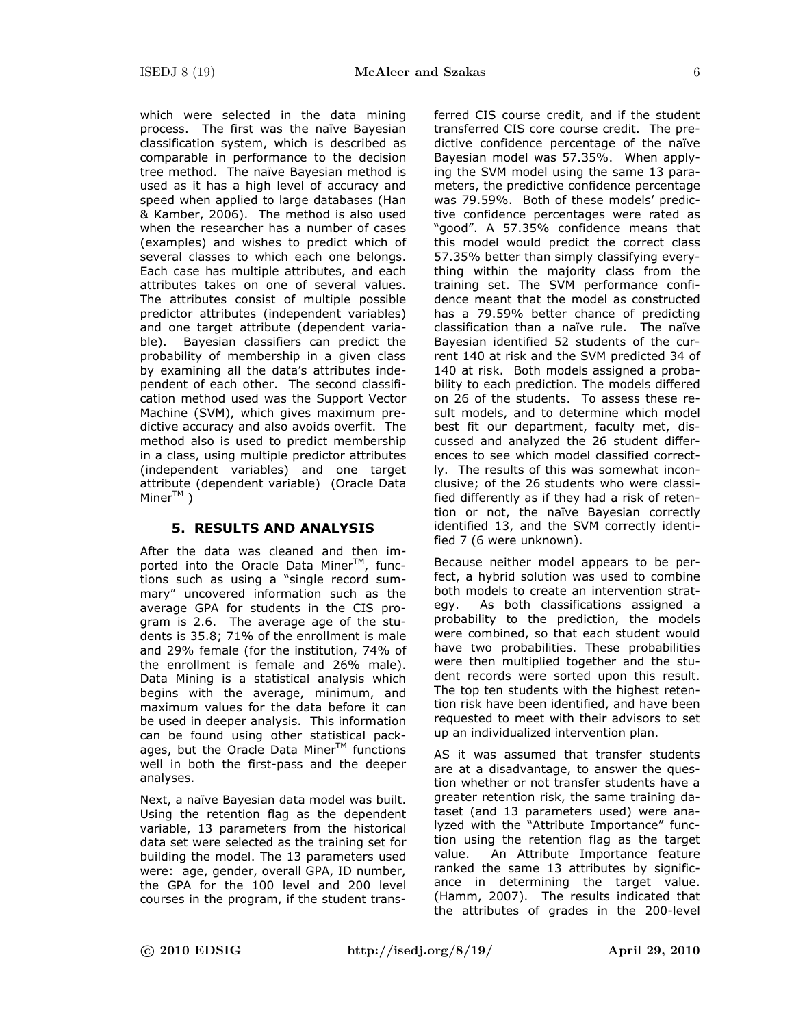which were selected in the data mining process. The first was the naïve Bayesian classification system, which is described as comparable in performance to the decision tree method. The naïve Bayesian method is used as it has a high level of accuracy and speed when applied to large databases (Han & Kamber, 2006). The method is also used when the researcher has a number of cases (examples) and wishes to predict which of several classes to which each one belongs. Each case has multiple attributes, and each attributes takes on one of several values. The attributes consist of multiple possible predictor attributes (independent variables) and one target attribute (dependent variable). Bayesian classifiers can predict the probability of membership in a given class by examining all the data's attributes independent of each other. The second classification method used was the Support Vector Machine (SVM), which gives maximum predictive accuracy and also avoids overfit. The method also is used to predict membership in a class, using multiple predictor attributes (independent variables) and one target attribute (dependent variable) (Oracle Data Miner™ )

## 5. RESULTS AND ANALYSIS

After the data was cleaned and then imported into the Oracle Data Miner™, functions such as using a "single record summary" uncovered information such as the average GPA for students in the CIS program is 2.6. The average age of the students is 35.8; 71% of the enrollment is male and 29% female (for the institution, 74% of the enrollment is female and 26% male). Data Mining is a statistical analysis which begins with the average, minimum, and maximum values for the data before it can be used in deeper analysis. This information can be found using other statistical packages, but the Oracle Data Miner™ functions well in both the first-pass and the deeper analyses.

Next, a naïve Bayesian data model was built. Using the retention flag as the dependent variable, 13 parameters from the historical data set were selected as the training set for building the model. The 13 parameters used were: age, gender, overall GPA, ID number, the GPA for the 100 level and 200 level courses in the program, if the student transferred CIS course credit, and if the student transferred CIS core course credit. The predictive confidence percentage of the naïve Bayesian model was 57.35%. When applying the SVM model using the same 13 parameters, the predictive confidence percentage was 79.59%. Both of these models' predictive confidence percentages were rated as "good". A 57.35% confidence means that this model would predict the correct class 57.35% better than simply classifying everything within the majority class from the training set. The SVM performance confidence meant that the model as constructed has a 79.59% better chance of predicting classification than a naïve rule. The naïve Bayesian identified 52 students of the current 140 at risk and the SVM predicted 34 of 140 at risk. Both models assigned a probability to each prediction. The models differed on 26 of the students. To assess these result models, and to determine which model best fit our department, faculty met, discussed and analyzed the 26 student differences to see which model classified correctly. The results of this was somewhat inconclusive; of the 26 students who were classified differently as if they had a risk of retention or not, the naïve Bayesian correctly identified 13, and the SVM correctly identified 7 (6 were unknown).

Because neither model appears to be perfect, a hybrid solution was used to combine both models to create an intervention strategy. As both classifications assigned a probability to the prediction, the models were combined, so that each student would have two probabilities. These probabilities were then multiplied together and the student records were sorted upon this result. The top ten students with the highest retention risk have been identified, and have been requested to meet with their advisors to set up an individualized intervention plan.

AS it was assumed that transfer students are at a disadvantage, to answer the question whether or not transfer students have a greater retention risk, the same training dataset (and 13 parameters used) were analyzed with the "Attribute Importance" function using the retention flag as the target value. An Attribute Importance feature ranked the same 13 attributes by significance in determining the target value. (Hamm, 2007). The results indicated that the attributes of grades in the 200-level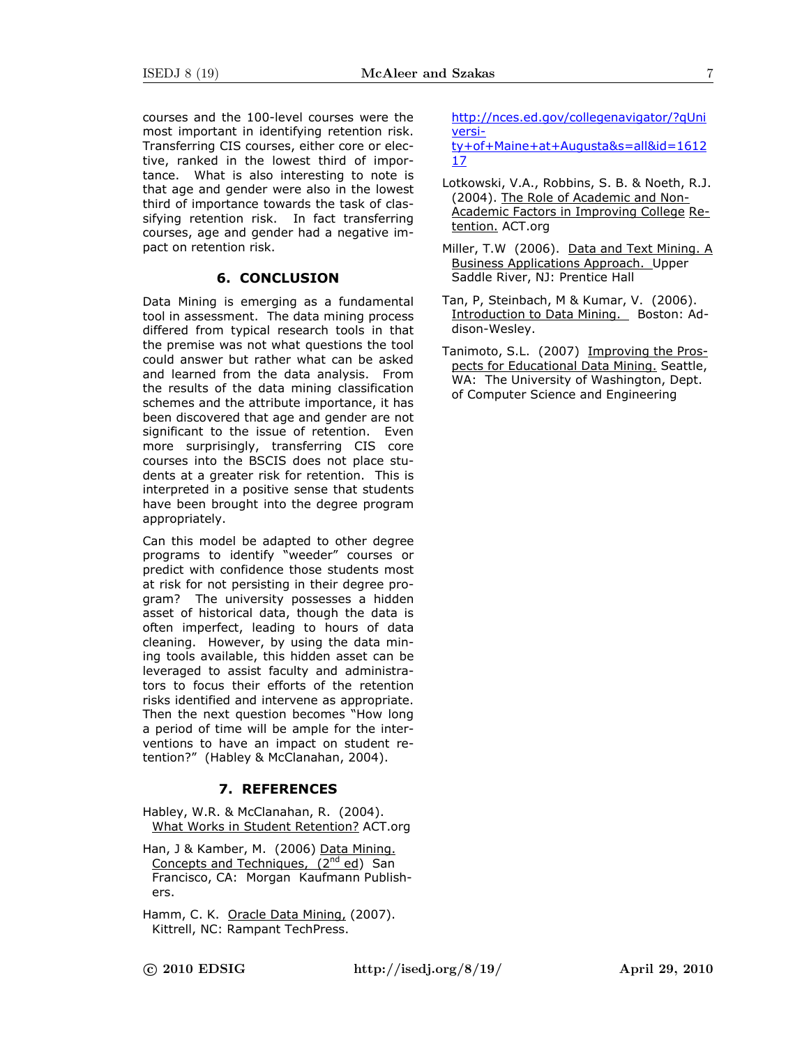courses and the 100-level courses were the most important in identifying retention risk. Transferring CIS courses, either core or elective, ranked in the lowest third of importance. What is also interesting to note is that age and gender were also in the lowest third of importance towards the task of classifying retention risk. In fact transferring courses, age and gender had a negative impact on retention risk.

## 6. CONCLUSION

Data Mining is emerging as a fundamental tool in assessment. The data mining process differed from typical research tools in that the premise was not what questions the tool could answer but rather what can be asked and learned from the data analysis. From the results of the data mining classification schemes and the attribute importance, it has been discovered that age and gender are not significant to the issue of retention. Even more surprisingly, transferring CIS core courses into the BSCIS does not place students at a greater risk for retention. This is interpreted in a positive sense that students have been brought into the degree program appropriately.

Can this model be adapted to other degree programs to identify "weeder" courses or predict with confidence those students most at risk for not persisting in their degree program? The university possesses a hidden asset of historical data, though the data is often imperfect, leading to hours of data cleaning. However, by using the data mining tools available, this hidden asset can be leveraged to assist faculty and administrators to focus their efforts of the retention risks identified and intervene as appropriate. Then the next question becomes "How long a period of time will be ample for the interventions to have an impact on student retention?" (Habley & McClanahan, 2004).

## 7. REFERENCES

Habley, W.R. & McClanahan, R. (2004). What Works in Student Retention? ACT.org

Han, J & Kamber, M. (2006) Data Mining. Concepts and Techniques, (2nd ed) San Francisco, CA: Morgan Kaufmann Publishers.

Hamm, C. K. Oracle Data Mining, (2007). Kittrell, NC: Rampant TechPress.

http://nces.ed.gov/collegenavigator/?qUniversity+of+Maine+at+Augusta&s=all&id=161217

Lotkowski, V.A., Robbins, S. B. & Noeth, R.J. (2004). The Role of Academic and Non-Academic Factors in Improving College Retention. ACT.org

Miller, T.W (2006). Data and Text Mining. A Business Applications Approach. Upper Saddle River, NJ: Prentice Hall

Tan, P, Steinbach, M & Kumar, V. (2006). Introduction to Data Mining. Boston: Addison-Wesley.

Tanimoto, S.L. (2007) Improving the Prospects for Educational Data Mining. Seattle, WA: The University of Washington, Dept. of Computer Science and Engineering